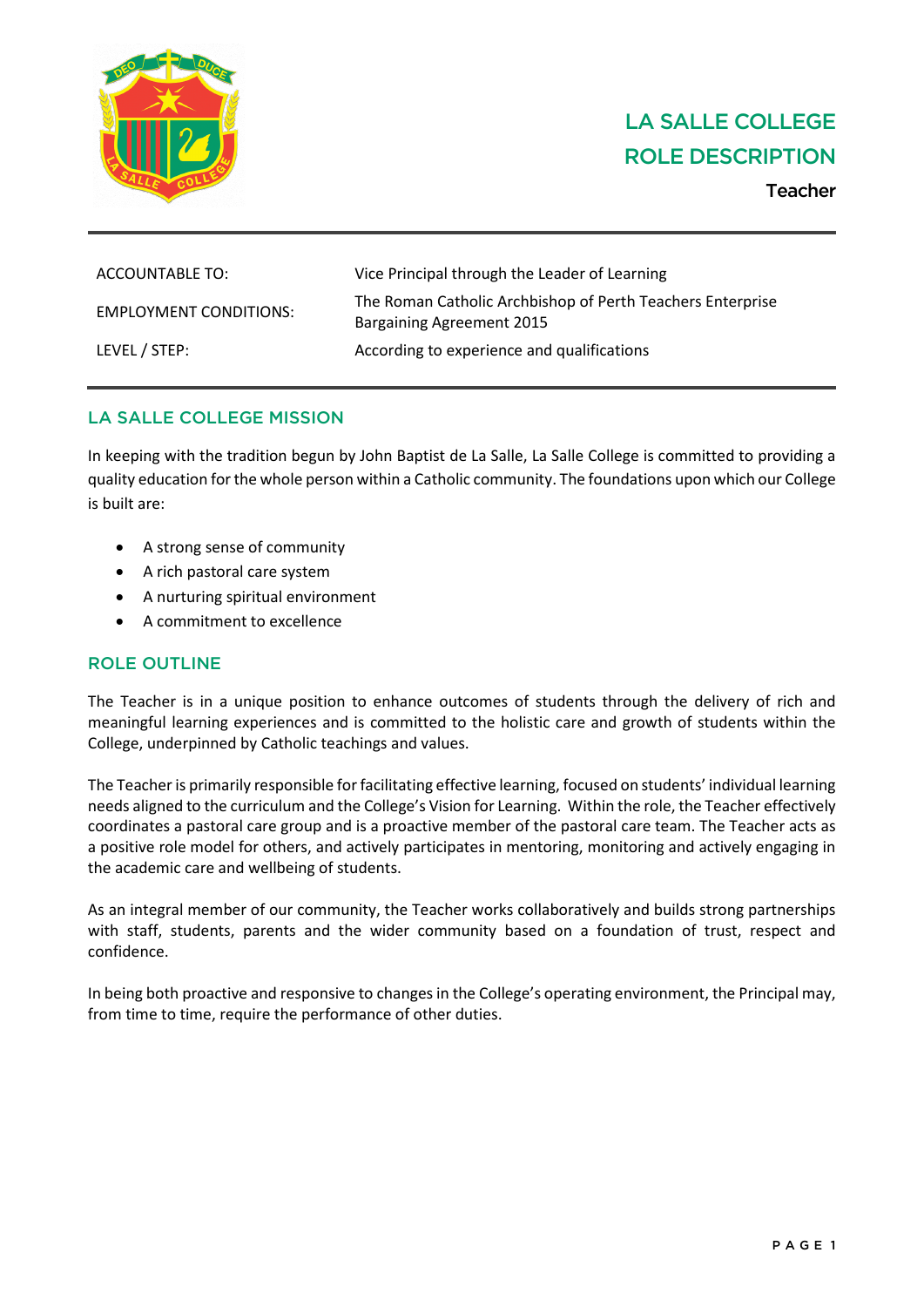# LA SALLE COLLEGE ROLE DESCRIPTION

**Teacher**

| | |
|---|---|
| ACCOUNTABLE TO: | Vice Principal through the Leader of Learning |
| EMPLOYMENT CONDITIONS: | The Roman Catholic Archbishop of Perth Teachers Enterprise Bargaining Agreement 2015 |
| LEVEL / STEP: | According to experience and qualifications |

## LA SALLE COLLEGE MISSION

In keeping with the tradition begun by John Baptist de La Salle, La Salle College is committed to providing a quality education for the whole person within a Catholic community. The foundations upon which our College is built are:

- A strong sense of community
- A rich pastoral care system
- A nurturing spiritual environment
- A commitment to excellence

## ROLE OUTLINE

The Teacher is in a unique position to enhance outcomes of students through the delivery of rich and meaningful learning experiences and is committed to the holistic care and growth of students within the College, underpinned by Catholic teachings and values.

The Teacher is primarily responsible for facilitating effective learning, focused on students' individual learning needs aligned to the curriculum and the College's Vision for Learning. Within the role, the Teacher effectively coordinates a pastoral care group and is a proactive member of the pastoral care team. The Teacher acts as a positive role model for others, and actively participates in mentoring, monitoring and actively engaging in the academic care and wellbeing of students.

As an integral member of our community, the Teacher works collaboratively and builds strong partnerships with staff, students, parents and the wider community based on a foundation of trust, respect and confidence.

In being both proactive and responsive to changes in the College's operating environment, the Principal may, from time to time, require the performance of other duties.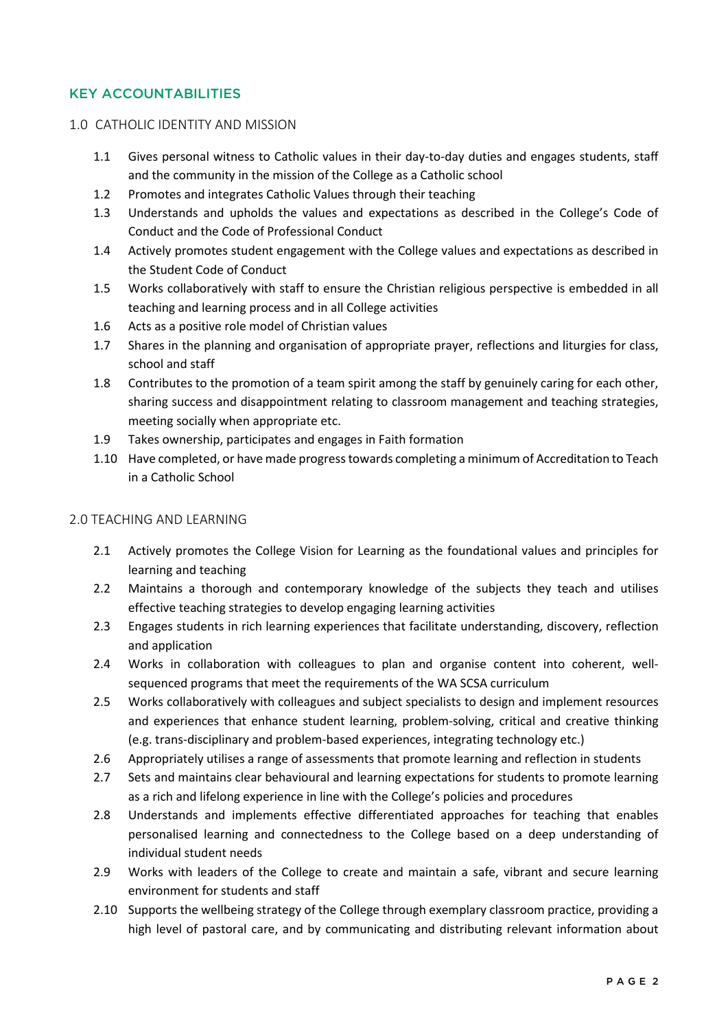## KEY ACCOUNTABILITIES

### 1.0 CATHOLIC IDENTITY AND MISSION

- 1.1 Gives personal witness to Catholic values in their day-to-day duties and engages students, staff and the community in the mission of the College as a Catholic school
- 1.2 Promotes and integrates Catholic Values through their teaching
- 1.3 Understands and upholds the values and expectations as described in the College's Code of Conduct and the Code of Professional Conduct
- 1.4 Actively promotes student engagement with the College values and expectations as described in the Student Code of Conduct
- 1.5 Works collaboratively with staff to ensure the Christian religious perspective is embedded in all teaching and learning process and in all College activities
- 1.6 Acts as a positive role model of Christian values
- 1.7 Shares in the planning and organisation of appropriate prayer, reflections and liturgies for class, school and staff
- 1.8 Contributes to the promotion of a team spirit among the staff by genuinely caring for each other, sharing success and disappointment relating to classroom management and teaching strategies, meeting socially when appropriate etc.
- 1.9 Takes ownership, participates and engages in Faith formation
- 1.10 Have completed, or have made progress towards completing a minimum of Accreditation to Teach in a Catholic School

### 2.0 TEACHING AND LEARNING

- 2.1 Actively promotes the College Vision for Learning as the foundational values and principles for learning and teaching
- 2.2 Maintains a thorough and contemporary knowledge of the subjects they teach and utilises effective teaching strategies to develop engaging learning activities
- 2.3 Engages students in rich learning experiences that facilitate understanding, discovery, reflection and application
- 2.4 Works in collaboration with colleagues to plan and organise content into coherent, well-sequenced programs that meet the requirements of the WA SCSA curriculum
- 2.5 Works collaboratively with colleagues and subject specialists to design and implement resources and experiences that enhance student learning, problem-solving, critical and creative thinking (e.g. trans-disciplinary and problem-based experiences, integrating technology etc.)
- 2.6 Appropriately utilises a range of assessments that promote learning and reflection in students
- 2.7 Sets and maintains clear behavioural and learning expectations for students to promote learning as a rich and lifelong experience in line with the College's policies and procedures
- 2.8 Understands and implements effective differentiated approaches for teaching that enables personalised learning and connectedness to the College based on a deep understanding of individual student needs
- 2.9 Works with leaders of the College to create and maintain a safe, vibrant and secure learning environment for students and staff
- 2.10 Supports the wellbeing strategy of the College through exemplary classroom practice, providing a high level of pastoral care, and by communicating and distributing relevant information about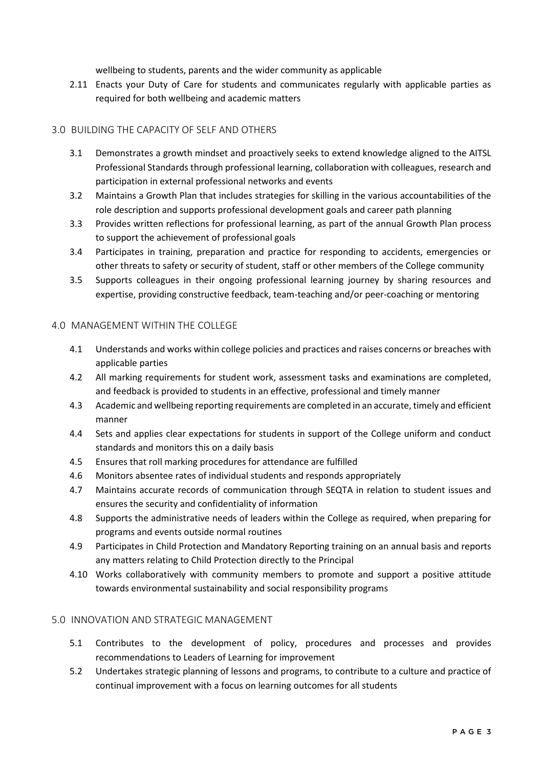wellbeing to students, parents and the wider community as applicable

2.11 Enacts your Duty of Care for students and communicates regularly with applicable parties as required for both wellbeing and academic matters

## 3.0 BUILDING THE CAPACITY OF SELF AND OTHERS

3.1 Demonstrates a growth mindset and proactively seeks to extend knowledge aligned to the AITSL Professional Standards through professional learning, collaboration with colleagues, research and participation in external professional networks and events

3.2 Maintains a Growth Plan that includes strategies for skilling in the various accountabilities of the role description and supports professional development goals and career path planning

3.3 Provides written reflections for professional learning, as part of the annual Growth Plan process to support the achievement of professional goals

3.4 Participates in training, preparation and practice for responding to accidents, emergencies or other threats to safety or security of student, staff or other members of the College community

3.5 Supports colleagues in their ongoing professional learning journey by sharing resources and expertise, providing constructive feedback, team-teaching and/or peer-coaching or mentoring

## 4.0 MANAGEMENT WITHIN THE COLLEGE

4.1 Understands and works within college policies and practices and raises concerns or breaches with applicable parties

4.2 All marking requirements for student work, assessment tasks and examinations are completed, and feedback is provided to students in an effective, professional and timely manner

4.3 Academic and wellbeing reporting requirements are completed in an accurate, timely and efficient manner

4.4 Sets and applies clear expectations for students in support of the College uniform and conduct standards and monitors this on a daily basis

4.5 Ensures that roll marking procedures for attendance are fulfilled

4.6 Monitors absentee rates of individual students and responds appropriately

4.7 Maintains accurate records of communication through SEQTA in relation to student issues and ensures the security and confidentiality of information

4.8 Supports the administrative needs of leaders within the College as required, when preparing for programs and events outside normal routines

4.9 Participates in Child Protection and Mandatory Reporting training on an annual basis and reports any matters relating to Child Protection directly to the Principal

4.10 Works collaboratively with community members to promote and support a positive attitude towards environmental sustainability and social responsibility programs

## 5.0 INNOVATION AND STRATEGIC MANAGEMENT

5.1 Contributes to the development of policy, procedures and processes and provides recommendations to Leaders of Learning for improvement

5.2 Undertakes strategic planning of lessons and programs, to contribute to a culture and practice of continual improvement with a focus on learning outcomes for all students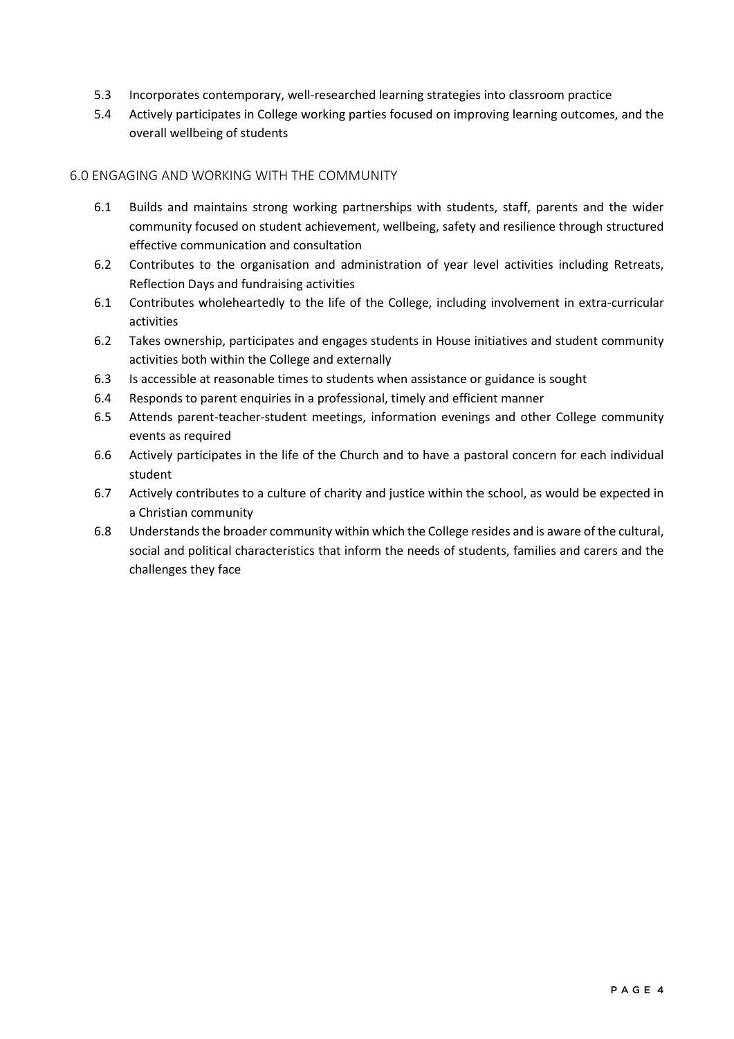5.3 Incorporates contemporary, well-researched learning strategies into classroom practice

5.4 Actively participates in College working parties focused on improving learning outcomes, and the overall wellbeing of students

## 6.0 ENGAGING AND WORKING WITH THE COMMUNITY

6.1 Builds and maintains strong working partnerships with students, staff, parents and the wider community focused on student achievement, wellbeing, safety and resilience through structured effective communication and consultation

6.2 Contributes to the organisation and administration of year level activities including Retreats, Reflection Days and fundraising activities

6.1 Contributes wholeheartedly to the life of the College, including involvement in extra-curricular activities

6.2 Takes ownership, participates and engages students in House initiatives and student community activities both within the College and externally

6.3 Is accessible at reasonable times to students when assistance or guidance is sought

6.4 Responds to parent enquiries in a professional, timely and efficient manner

6.5 Attends parent-teacher-student meetings, information evenings and other College community events as required

6.6 Actively participates in the life of the Church and to have a pastoral concern for each individual student

6.7 Actively contributes to a culture of charity and justice within the school, as would be expected in a Christian community

6.8 Understands the broader community within which the College resides and is aware of the cultural, social and political characteristics that inform the needs of students, families and carers and the challenges they face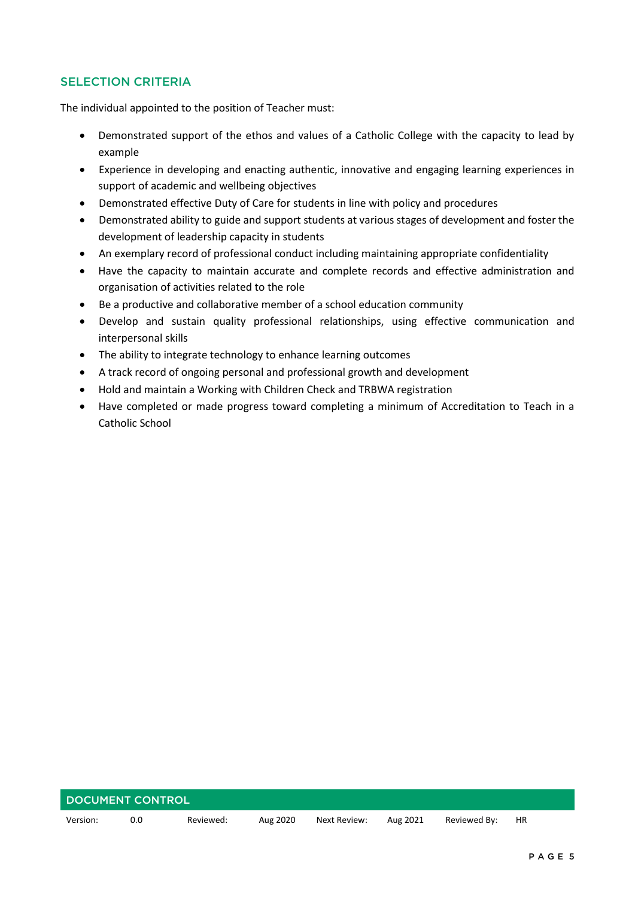## SELECTION CRITERIA

The individual appointed to the position of Teacher must:

- Demonstrated support of the ethos and values of a Catholic College with the capacity to lead by example
- Experience in developing and enacting authentic, innovative and engaging learning experiences in support of academic and wellbeing objectives
- Demonstrated effective Duty of Care for students in line with policy and procedures
- Demonstrated ability to guide and support students at various stages of development and foster the development of leadership capacity in students
- An exemplary record of professional conduct including maintaining appropriate confidentiality
- Have the capacity to maintain accurate and complete records and effective administration and organisation of activities related to the role
- Be a productive and collaborative member of a school education community
- Develop and sustain quality professional relationships, using effective communication and interpersonal skills
- The ability to integrate technology to enhance learning outcomes
- A track record of ongoing personal and professional growth and development
- Hold and maintain a Working with Children Check and TRBWA registration
- Have completed or made progress toward completing a minimum of Accreditation to Teach in a Catholic School

## DOCUMENT CONTROL

| | | | | | | | |
|---|---|---|---|---|---|---|---|
| Version: | 0.0 | Reviewed: | Aug 2020 | Next Review: | Aug 2021 | Reviewed By: | HR |